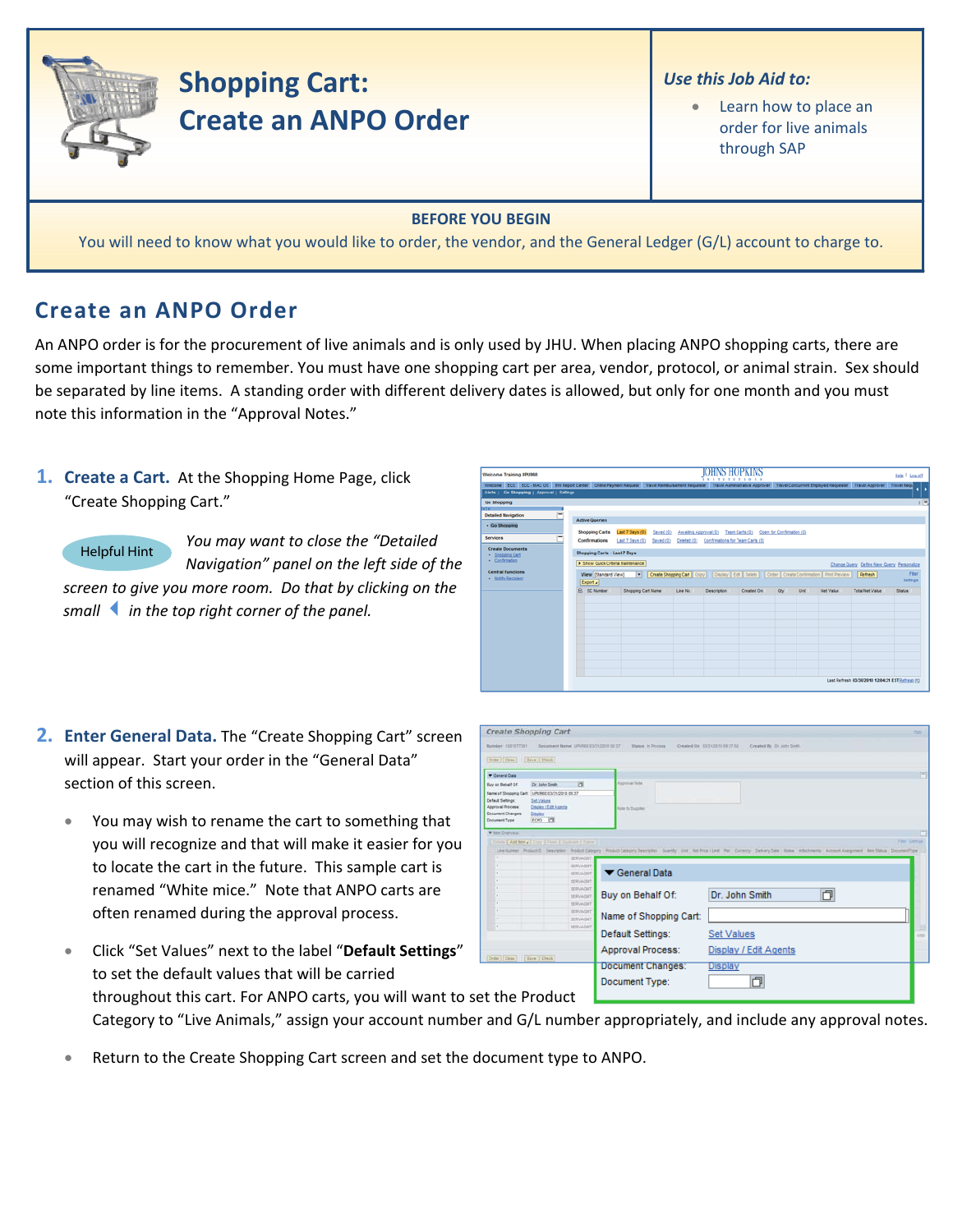# Shopping Cart: Create an ANPO Order

**Use this Job Aid to:**

- Learn how to place an order for live animals through SAP

**BEFORE YOU BEGIN**

You will need to know what you would like to order, the vendor, and the General Ledger (G/L) account to charge to.

## Create an ANPO Order

An ANPO order is for the procurement of live animals and is only used by JHU. When placing ANPO shopping carts, there are some important things to remember. You must have one shopping cart per area, vendor, protocol, or animal strain. Sex should be separated by line items. A standing order with different delivery dates is allowed, but only for one month and you must note this information in the "Approval Notes."

1. **Create a Cart.** At the Shopping Home Page, click "Create Shopping Cart."

   Helpful Hint: *You may want to close the "Detailed Navigation" panel on the left side of the screen to give you more room. Do that by clicking on the small ◀ in the top right corner of the panel.*

2. **Enter General Data.** The "Create Shopping Cart" screen will appear. Start your order in the "General Data" section of this screen.

   - You may wish to rename the cart to something that you will recognize and that will make it easier for you to locate the cart in the future. This sample cart is renamed "White mice." Note that ANPO carts are often renamed during the approval process.
   - Click "Set Values" next to the label "**Default Settings**" to set the default values that will be carried throughout this cart. For ANPO carts, you will want to set the Product Category to "Live Animals," assign your account number and G/L number appropriately, and include any approval notes.
   - Return to the Create Shopping Cart screen and set the document type to ANPO.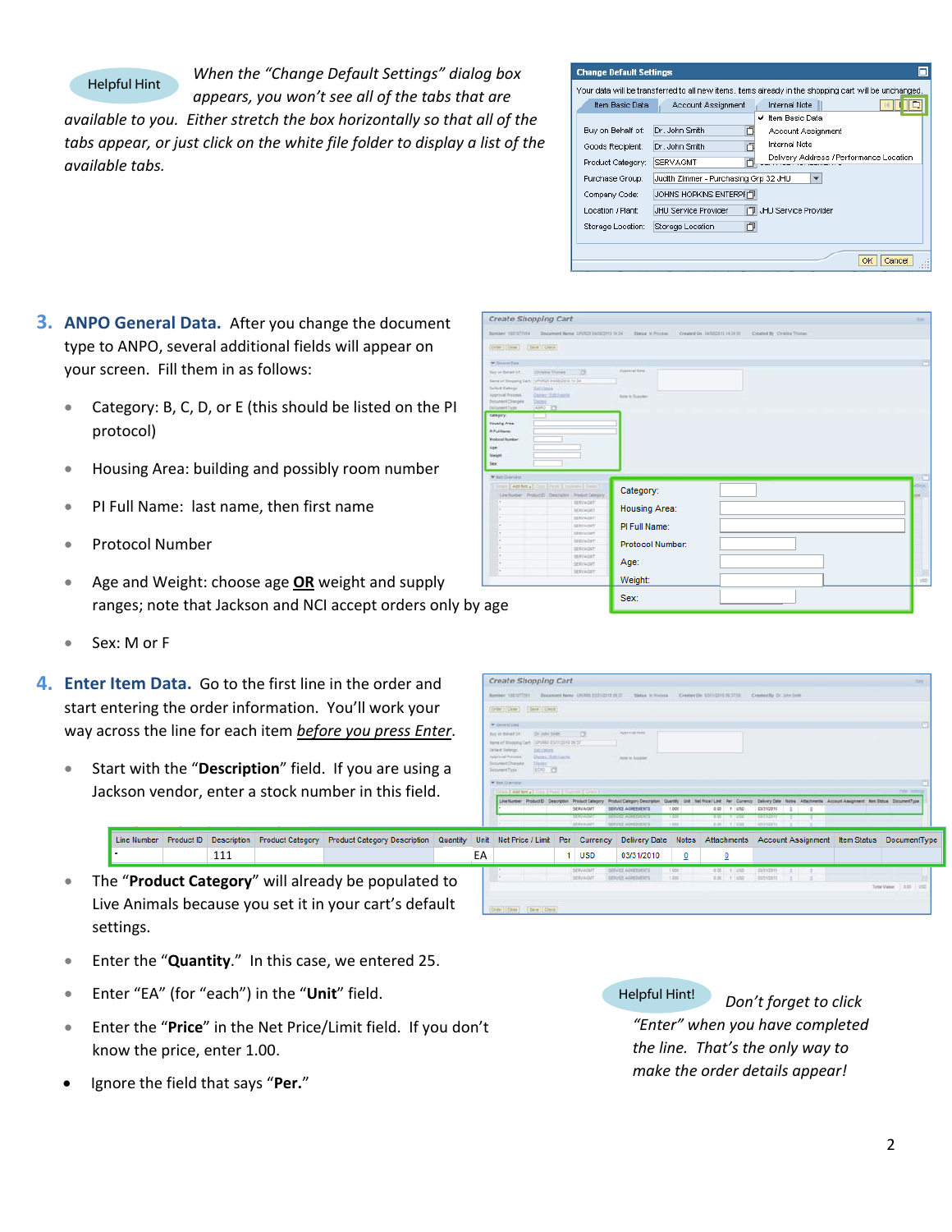Helpful Hint

*When the "Change Default Settings" dialog box appears, you won't see all of the tabs that are available to you. Either stretch the box horizontally so that all of the tabs appear, or just click on the white file folder to display a list of the available tabs.*

## 3. ANPO General Data.

After you change the document type to ANPO, several additional fields will appear on your screen. Fill them in as follows:

- Category: B, C, D, or E (this should be listed on the PI protocol)
- Housing Area: building and possibly room number
- PI Full Name: last name, then first name
- Protocol Number
- Age and Weight: choose age **OR** weight and supply ranges; note that Jackson and NCI accept orders only by age
- Sex: M or F

## 4. Enter Item Data.

Go to the first line in the order and start entering the order information. You'll work your way across the line for each item *before you press Enter*.

- Start with the "**Description**" field. If you are using a Jackson vendor, enter a stock number in this field.
- The "**Product Category**" will already be populated to Live Animals because you set it in your cart's default settings.
- Enter the "**Quantity**." In this case, we entered 25.
- Enter "EA" (for "each") in the "**Unit**" field.
- Enter the "**Price**" in the Net Price/Limit field. If you don't know the price, enter 1.00.
- Ignore the field that says "**Per.**"

Helpful Hint!

*Don't forget to click "Enter" when you have completed the line. That's the only way to make the order details appear!*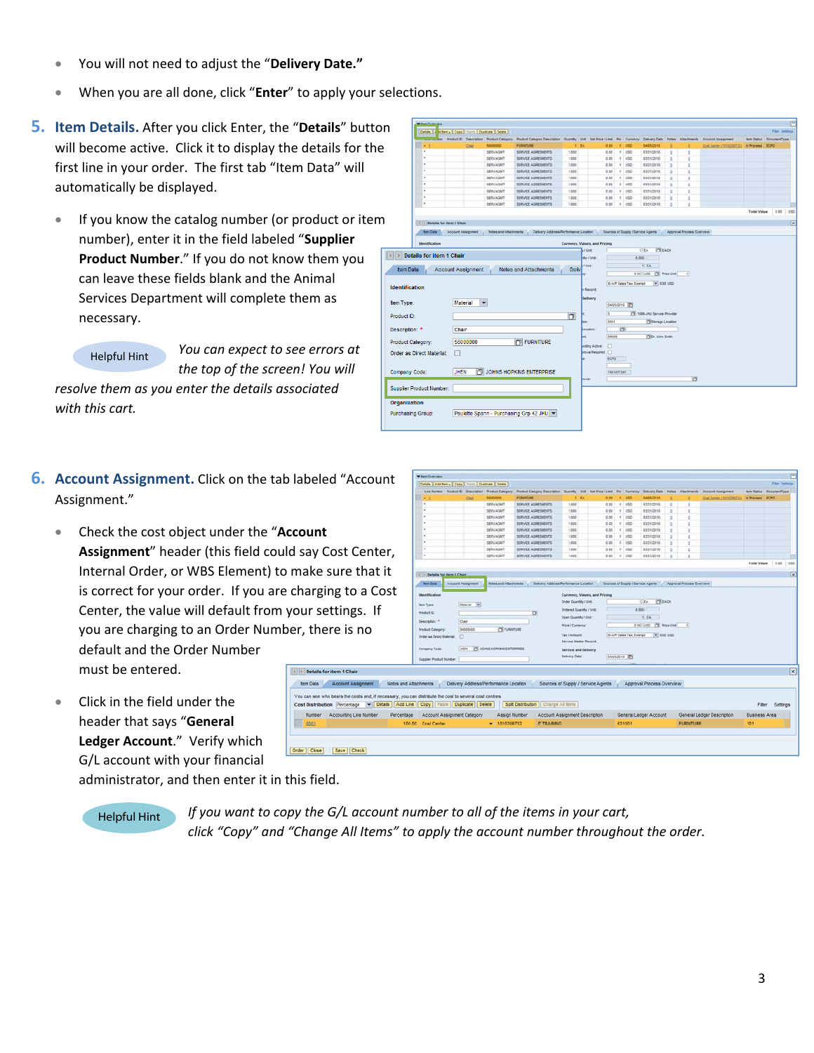- You will not need to adjust the "**Delivery Date.**"
- When you are all done, click "**Enter**" to apply your selections.

5. **Item Details.** After you click Enter, the "**Details**" button will become active. Click it to display the details for the first line in your order. The first tab "Item Data" will automatically be displayed.

   - If you know the catalog number (or product or item number), enter it in the field labeled "**Supplier Product Number**." If you do not know them you can leave these fields blank and the Animal Services Department will complete them as necessary.

   Helpful Hint *You can expect to see errors at the top of the screen! You will resolve them as you enter the details associated with this cart.*

6. **Account Assignment.** Click on the tab labeled "Account Assignment."

   - Check the cost object under the "**Account Assignment**" header (this field could say Cost Center, Internal Order, or WBS Element) to make sure that it is correct for your order. If you are charging to a Cost Center, the value will default from your settings. If you are charging to an Order Number, there is no default and the Order Number must be entered.
   - Click in the field under the header that says "**General Ledger Account**." Verify which G/L account with your financial administrator, and then enter it in this field.

Helpful Hint *If you want to copy the G/L account number to all of the items in your cart, click "Copy" and "Change All Items" to apply the account number throughout the order.*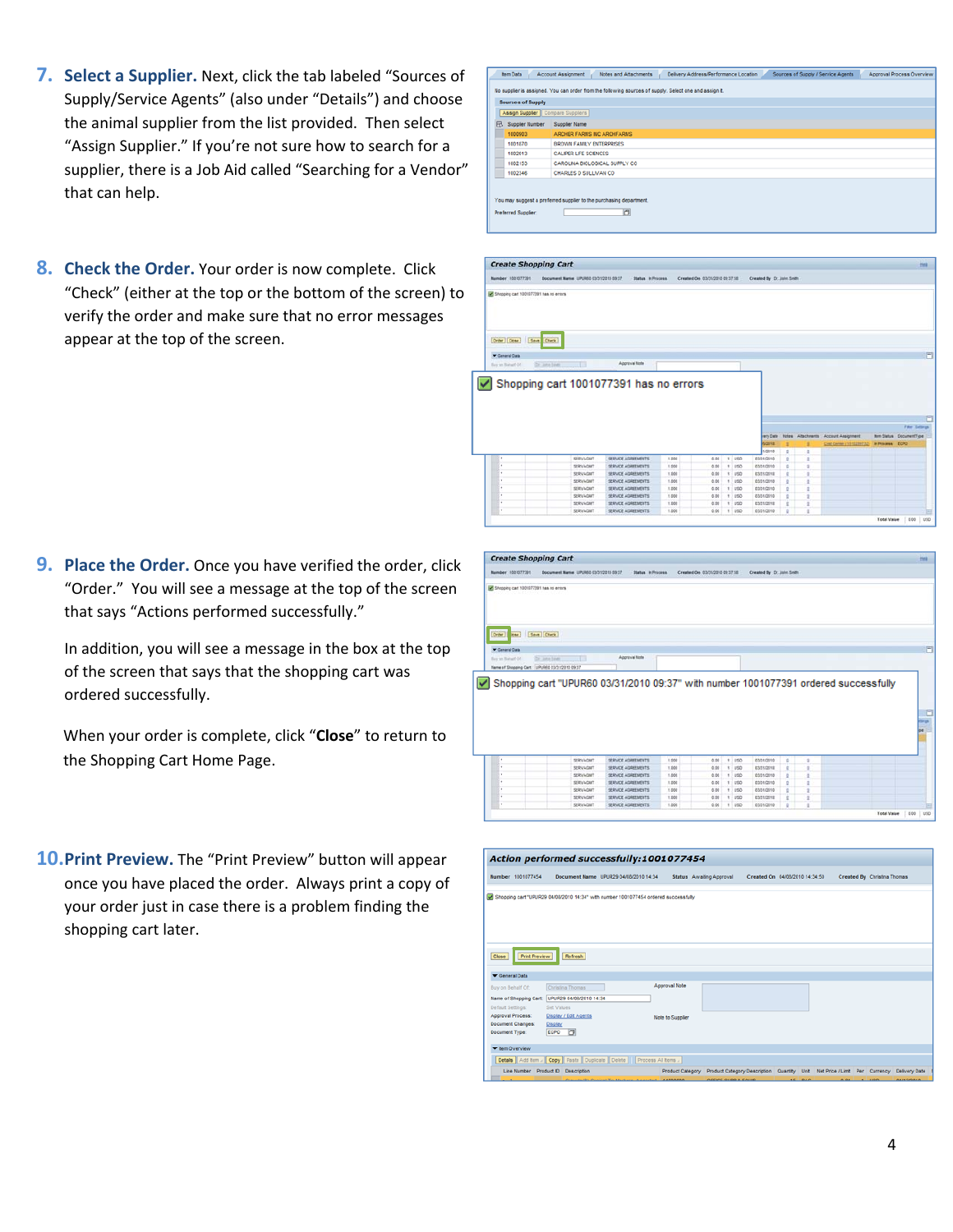7. **Select a Supplier.** Next, click the tab labeled "Sources of Supply/Service Agents" (also under "Details") and choose the animal supplier from the list provided. Then select "Assign Supplier." If you're not sure how to search for a supplier, there is a Job Aid called "Searching for a Vendor" that can help.

8. **Check the Order.** Your order is now complete. Click "Check" (either at the top or the bottom of the screen) to verify the order and make sure that no error messages appear at the top of the screen.

9. **Place the Order.** Once you have verified the order, click "Order." You will see a message at the top of the screen that says "Actions performed successfully."

   In addition, you will see a message in the box at the top of the screen that says that the shopping cart was ordered successfully.

   When your order is complete, click "**Close**" to return to the Shopping Cart Home Page.

10. **Print Preview.** The "Print Preview" button will appear once you have placed the order. Always print a copy of your order just in case there is a problem finding the shopping cart later.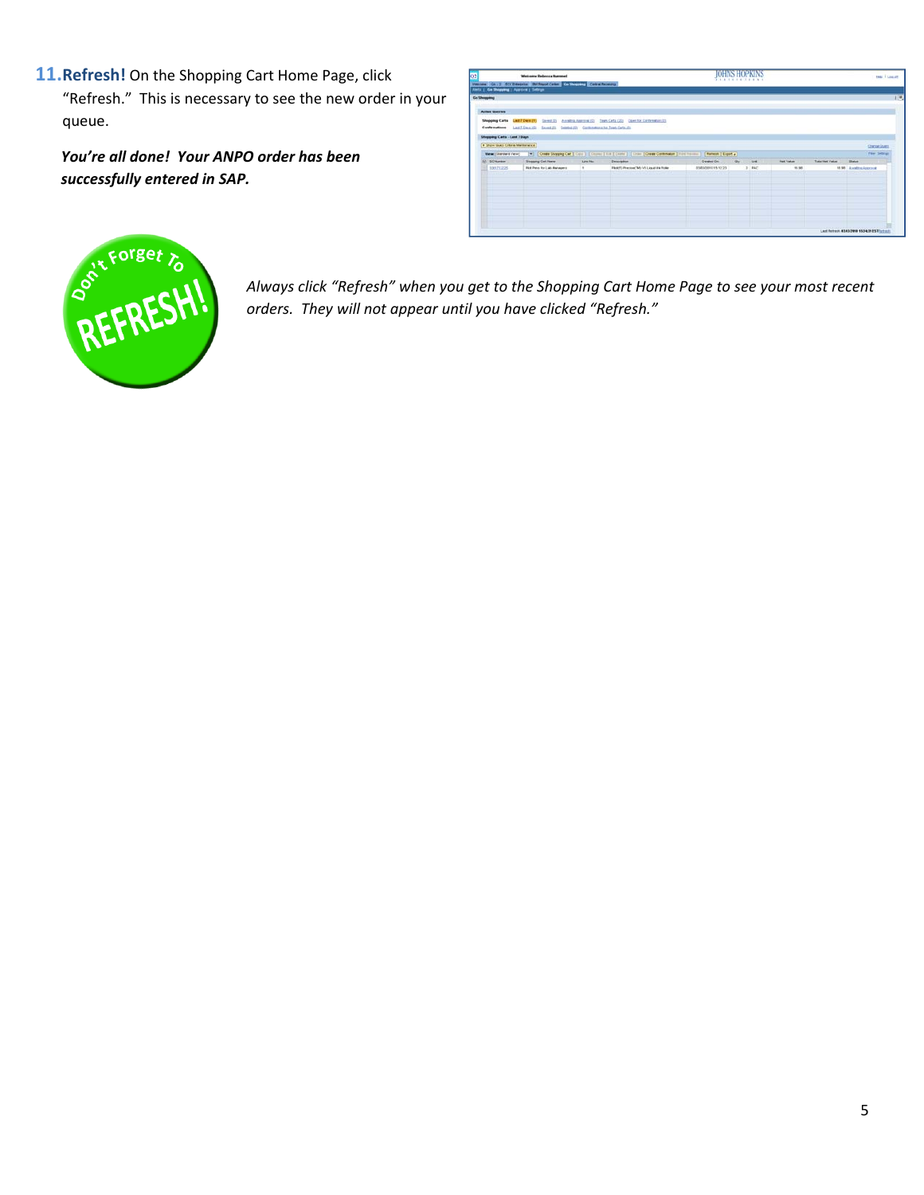**11. Refresh!** On the Shopping Cart Home Page, click "Refresh." This is necessary to see the new order in your queue.

***You're all done! Your ANPO order has been successfully entered in SAP.***

*Always click "Refresh" when you get to the Shopping Cart Home Page to see your most recent orders. They will not appear until you have clicked "Refresh."*